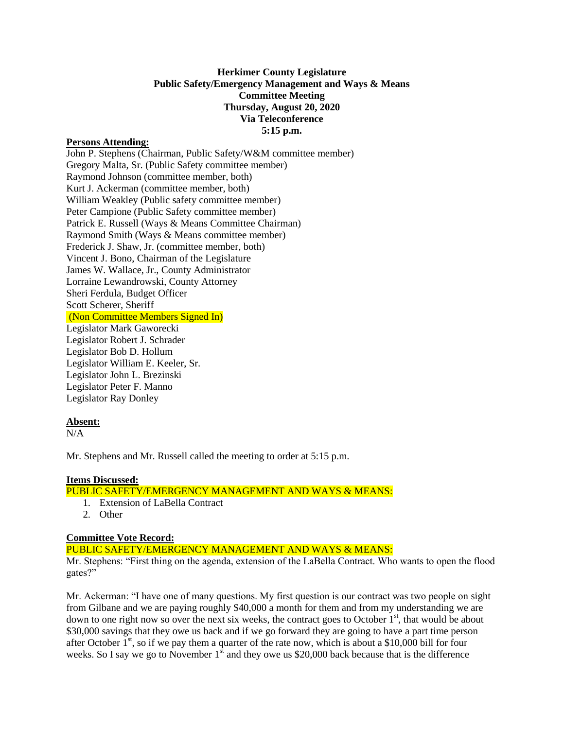**Herkimer County Legislature**
**Public Safety/Emergency Management and Ways & Means**
**Committee Meeting**
**Thursday, August 20, 2020**
**Via Teleconference**
**5:15 p.m.**

**Persons Attending:**

John P. Stephens (Chairman, Public Safety/W&M committee member)
Gregory Malta, Sr. (Public Safety committee member)
Raymond Johnson (committee member, both)
Kurt J. Ackerman (committee member, both)
William Weakley (Public safety committee member)
Peter Campione (Public Safety committee member)
Patrick E. Russell (Ways & Means Committee Chairman)
Raymond Smith (Ways & Means committee member)
Frederick J. Shaw, Jr. (committee member, both)
Vincent J. Bono, Chairman of the Legislature
James W. Wallace, Jr., County Administrator
Lorraine Lewandrowski, County Attorney
Sheri Ferdula, Budget Officer
Scott Scherer, Sheriff
(Non Committee Members Signed In)
Legislator Mark Gaworecki
Legislator Robert J. Schrader
Legislator Bob D. Hollum
Legislator William E. Keeler, Sr.
Legislator John L. Brezinski
Legislator Peter F. Manno
Legislator Ray Donley

**Absent:**

N/A

Mr. Stephens and Mr. Russell called the meeting to order at 5:15 p.m.

**Items Discussed:**

PUBLIC SAFETY/EMERGENCY MANAGEMENT AND WAYS & MEANS:

1. Extension of LaBella Contract
2. Other

**Committee Vote Record:**

PUBLIC SAFETY/EMERGENCY MANAGEMENT AND WAYS & MEANS:

Mr. Stephens: "First thing on the agenda, extension of the LaBella Contract. Who wants to open the flood gates?"

Mr. Ackerman: "I have one of many questions. My first question is our contract was two people on sight from Gilbane and we are paying roughly $40,000 a month for them and from my understanding we are down to one right now so over the next six weeks, the contract goes to October 1st, that would be about $30,000 savings that they owe us back and if we go forward they are going to have a part time person after October 1st, so if we pay them a quarter of the rate now, which is about a $10,000 bill for four weeks. So I say we go to November 1st and they owe us $20,000 back because that is the difference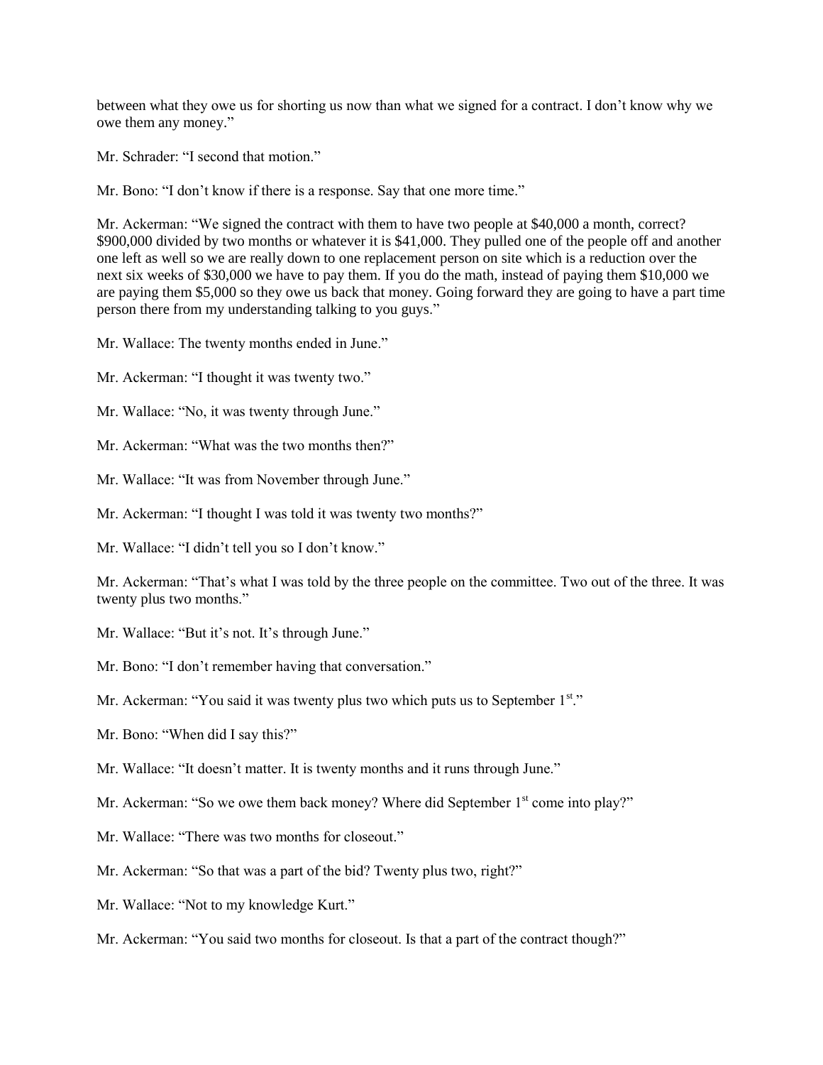between what they owe us for shorting us now than what we signed for a contract. I don't know why we owe them any money."

Mr. Schrader: "I second that motion."

Mr. Bono: "I don't know if there is a response. Say that one more time."

Mr. Ackerman: "We signed the contract with them to have two people at $40,000 a month, correct? $900,000 divided by two months or whatever it is $41,000. They pulled one of the people off and another one left as well so we are really down to one replacement person on site which is a reduction over the next six weeks of $30,000 we have to pay them. If you do the math, instead of paying them $10,000 we are paying them $5,000 so they owe us back that money. Going forward they are going to have a part time person there from my understanding talking to you guys."

Mr. Wallace: The twenty months ended in June."

Mr. Ackerman: "I thought it was twenty two."

Mr. Wallace: "No, it was twenty through June."

Mr. Ackerman: "What was the two months then?"

Mr. Wallace: "It was from November through June."

Mr. Ackerman: "I thought I was told it was twenty two months?"

Mr. Wallace: "I didn't tell you so I don't know."

Mr. Ackerman: "That's what I was told by the three people on the committee. Two out of the three. It was twenty plus two months."

Mr. Wallace: "But it's not. It's through June."

Mr. Bono: "I don't remember having that conversation."

Mr. Ackerman: "You said it was twenty plus two which puts us to September 1st."

Mr. Bono: "When did I say this?"

Mr. Wallace: "It doesn't matter. It is twenty months and it runs through June."

Mr. Ackerman: "So we owe them back money? Where did September 1st come into play?"

Mr. Wallace: "There was two months for closeout."

Mr. Ackerman: "So that was a part of the bid? Twenty plus two, right?"

Mr. Wallace: "Not to my knowledge Kurt."

Mr. Ackerman: "You said two months for closeout. Is that a part of the contract though?"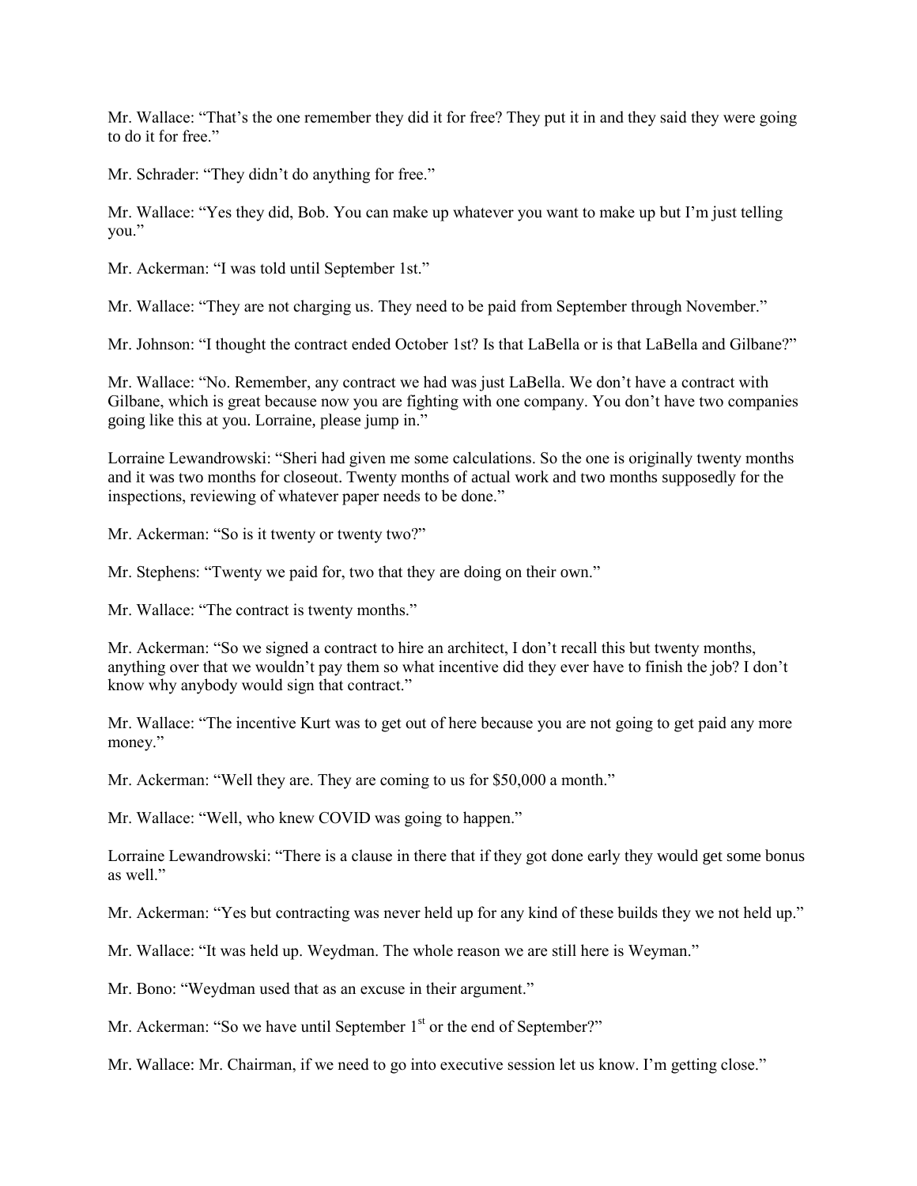Mr. Wallace: "That's the one remember they did it for free? They put it in and they said they were going to do it for free."

Mr. Schrader: "They didn't do anything for free."

Mr. Wallace: "Yes they did, Bob. You can make up whatever you want to make up but I'm just telling you."

Mr. Ackerman: "I was told until September 1st."

Mr. Wallace: "They are not charging us. They need to be paid from September through November."

Mr. Johnson: "I thought the contract ended October 1st? Is that LaBella or is that LaBella and Gilbane?"

Mr. Wallace: "No. Remember, any contract we had was just LaBella. We don't have a contract with Gilbane, which is great because now you are fighting with one company. You don't have two companies going like this at you. Lorraine, please jump in."

Lorraine Lewandrowski: "Sheri had given me some calculations. So the one is originally twenty months and it was two months for closeout. Twenty months of actual work and two months supposedly for the inspections, reviewing of whatever paper needs to be done."

Mr. Ackerman: "So is it twenty or twenty two?"

Mr. Stephens: "Twenty we paid for, two that they are doing on their own."

Mr. Wallace: "The contract is twenty months."

Mr. Ackerman: "So we signed a contract to hire an architect, I don't recall this but twenty months, anything over that we wouldn't pay them so what incentive did they ever have to finish the job? I don't know why anybody would sign that contract."

Mr. Wallace: "The incentive Kurt was to get out of here because you are not going to get paid any more money."

Mr. Ackerman: "Well they are. They are coming to us for $50,000 a month."

Mr. Wallace: "Well, who knew COVID was going to happen."

Lorraine Lewandrowski: "There is a clause in there that if they got done early they would get some bonus as well."

Mr. Ackerman: "Yes but contracting was never held up for any kind of these builds they we not held up."

Mr. Wallace: "It was held up. Weydman. The whole reason we are still here is Weyman."

Mr. Bono: "Weydman used that as an excuse in their argument."

Mr. Ackerman: "So we have until September 1st or the end of September?"

Mr. Wallace: Mr. Chairman, if we need to go into executive session let us know. I'm getting close."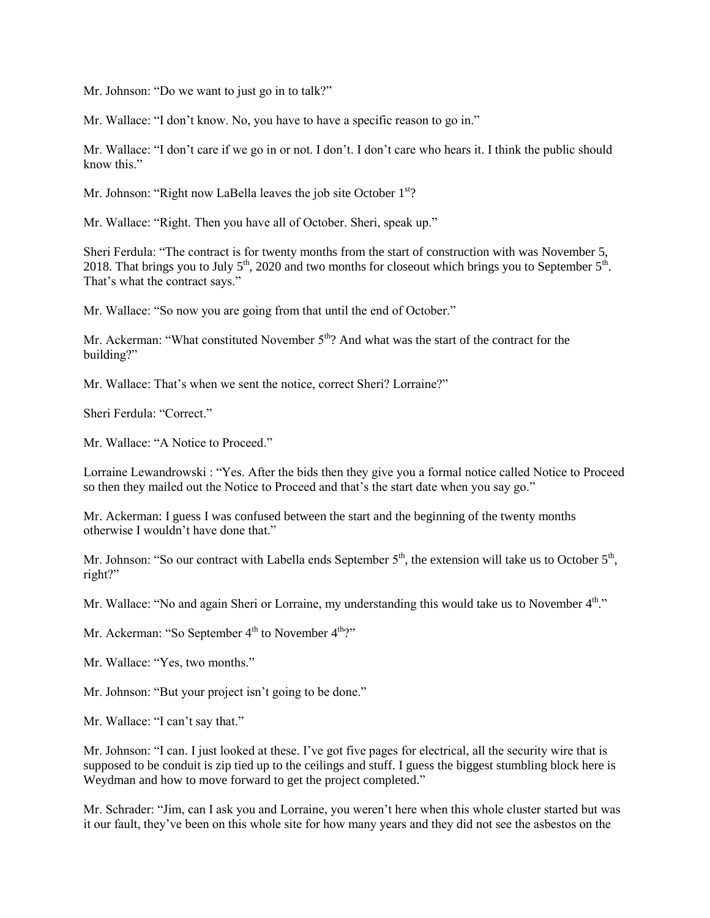Mr. Johnson: "Do we want to just go in to talk?"

Mr. Wallace: "I don't know. No, you have to have a specific reason to go in."

Mr. Wallace: "I don't care if we go in or not. I don't. I don't care who hears it. I think the public should know this."

Mr. Johnson: "Right now LaBella leaves the job site October 1st?

Mr. Wallace: "Right. Then you have all of October. Sheri, speak up."

Sheri Ferdula: "The contract is for twenty months from the start of construction with was November 5, 2018. That brings you to July 5th, 2020 and two months for closeout which brings you to September 5th. That's what the contract says."

Mr. Wallace: "So now you are going from that until the end of October."

Mr. Ackerman: "What constituted November 5th? And what was the start of the contract for the building?"

Mr. Wallace: That's when we sent the notice, correct Sheri? Lorraine?"

Sheri Ferdula: "Correct."

Mr. Wallace: "A Notice to Proceed."

Lorraine Lewandrowski : "Yes. After the bids then they give you a formal notice called Notice to Proceed so then they mailed out the Notice to Proceed and that's the start date when you say go."

Mr. Ackerman: I guess I was confused between the start and the beginning of the twenty months otherwise I wouldn't have done that."

Mr. Johnson: "So our contract with Labella ends September 5th, the extension will take us to October 5th, right?"

Mr. Wallace: "No and again Sheri or Lorraine, my understanding this would take us to November 4th."

Mr. Ackerman: "So September 4th to November 4th?"

Mr. Wallace: "Yes, two months."

Mr. Johnson: "But your project isn't going to be done."

Mr. Wallace: "I can't say that."

Mr. Johnson: "I can. I just looked at these. I've got five pages for electrical, all the security wire that is supposed to be conduit is zip tied up to the ceilings and stuff. I guess the biggest stumbling block here is Weydman and how to move forward to get the project completed."

Mr. Schrader: "Jim, can I ask you and Lorraine, you weren't here when this whole cluster started but was it our fault, they've been on this whole site for how many years and they did not see the asbestos on the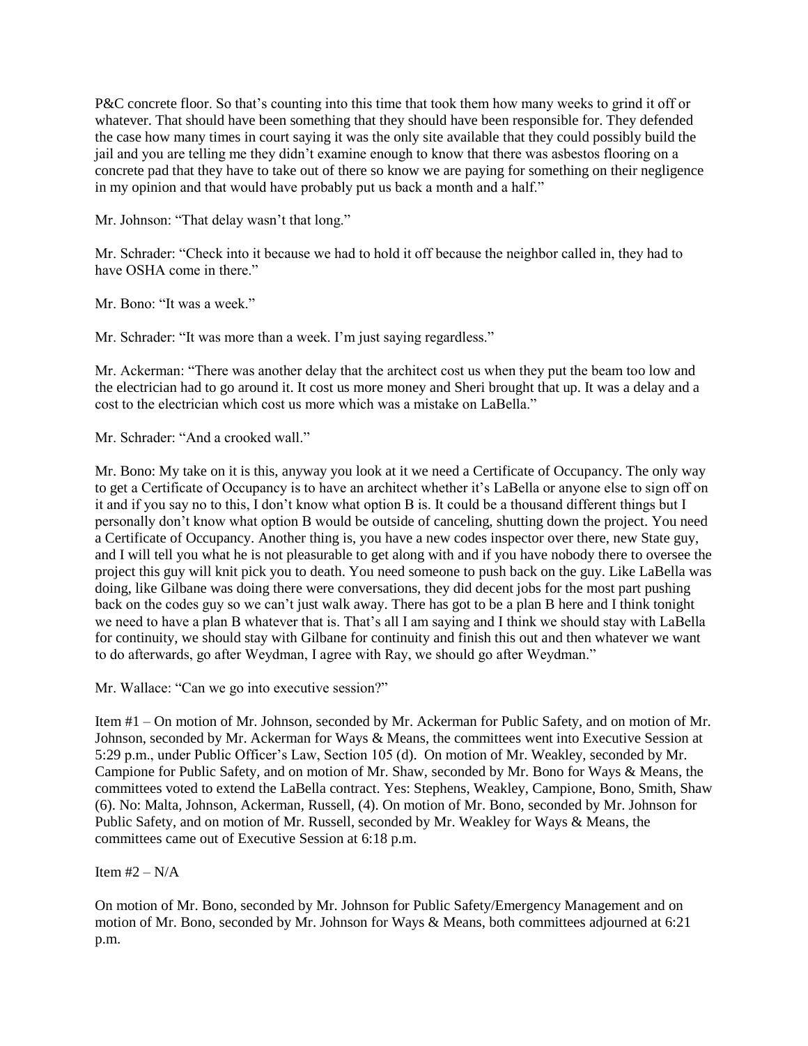P&C concrete floor. So that's counting into this time that took them how many weeks to grind it off or whatever. That should have been something that they should have been responsible for. They defended the case how many times in court saying it was the only site available that they could possibly build the jail and you are telling me they didn't examine enough to know that there was asbestos flooring on a concrete pad that they have to take out of there so know we are paying for something on their negligence in my opinion and that would have probably put us back a month and a half."

Mr. Johnson: "That delay wasn't that long."

Mr. Schrader: "Check into it because we had to hold it off because the neighbor called in, they had to have OSHA come in there."

Mr. Bono: "It was a week."

Mr. Schrader: "It was more than a week. I'm just saying regardless."

Mr. Ackerman: "There was another delay that the architect cost us when they put the beam too low and the electrician had to go around it. It cost us more money and Sheri brought that up. It was a delay and a cost to the electrician which cost us more which was a mistake on LaBella."

Mr. Schrader: "And a crooked wall."

Mr. Bono: My take on it is this, anyway you look at it we need a Certificate of Occupancy. The only way to get a Certificate of Occupancy is to have an architect whether it's LaBella or anyone else to sign off on it and if you say no to this, I don't know what option B is. It could be a thousand different things but I personally don't know what option B would be outside of canceling, shutting down the project. You need a Certificate of Occupancy. Another thing is, you have a new codes inspector over there, new State guy, and I will tell you what he is not pleasurable to get along with and if you have nobody there to oversee the project this guy will knit pick you to death. You need someone to push back on the guy. Like LaBella was doing, like Gilbane was doing there were conversations, they did decent jobs for the most part pushing back on the codes guy so we can't just walk away. There has got to be a plan B here and I think tonight we need to have a plan B whatever that is. That's all I am saying and I think we should stay with LaBella for continuity, we should stay with Gilbane for continuity and finish this out and then whatever we want to do afterwards, go after Weydman, I agree with Ray, we should go after Weydman."

Mr. Wallace: "Can we go into executive session?"

Item #1 – On motion of Mr. Johnson, seconded by Mr. Ackerman for Public Safety, and on motion of Mr. Johnson, seconded by Mr. Ackerman for Ways & Means, the committees went into Executive Session at 5:29 p.m., under Public Officer's Law, Section 105 (d). On motion of Mr. Weakley, seconded by Mr. Campione for Public Safety, and on motion of Mr. Shaw, seconded by Mr. Bono for Ways & Means, the committees voted to extend the LaBella contract. Yes: Stephens, Weakley, Campione, Bono, Smith, Shaw (6). No: Malta, Johnson, Ackerman, Russell, (4). On motion of Mr. Bono, seconded by Mr. Johnson for Public Safety, and on motion of Mr. Russell, seconded by Mr. Weakley for Ways & Means, the committees came out of Executive Session at 6:18 p.m.

Item #2 – N/A

On motion of Mr. Bono, seconded by Mr. Johnson for Public Safety/Emergency Management and on motion of Mr. Bono, seconded by Mr. Johnson for Ways & Means, both committees adjourned at 6:21 p.m.